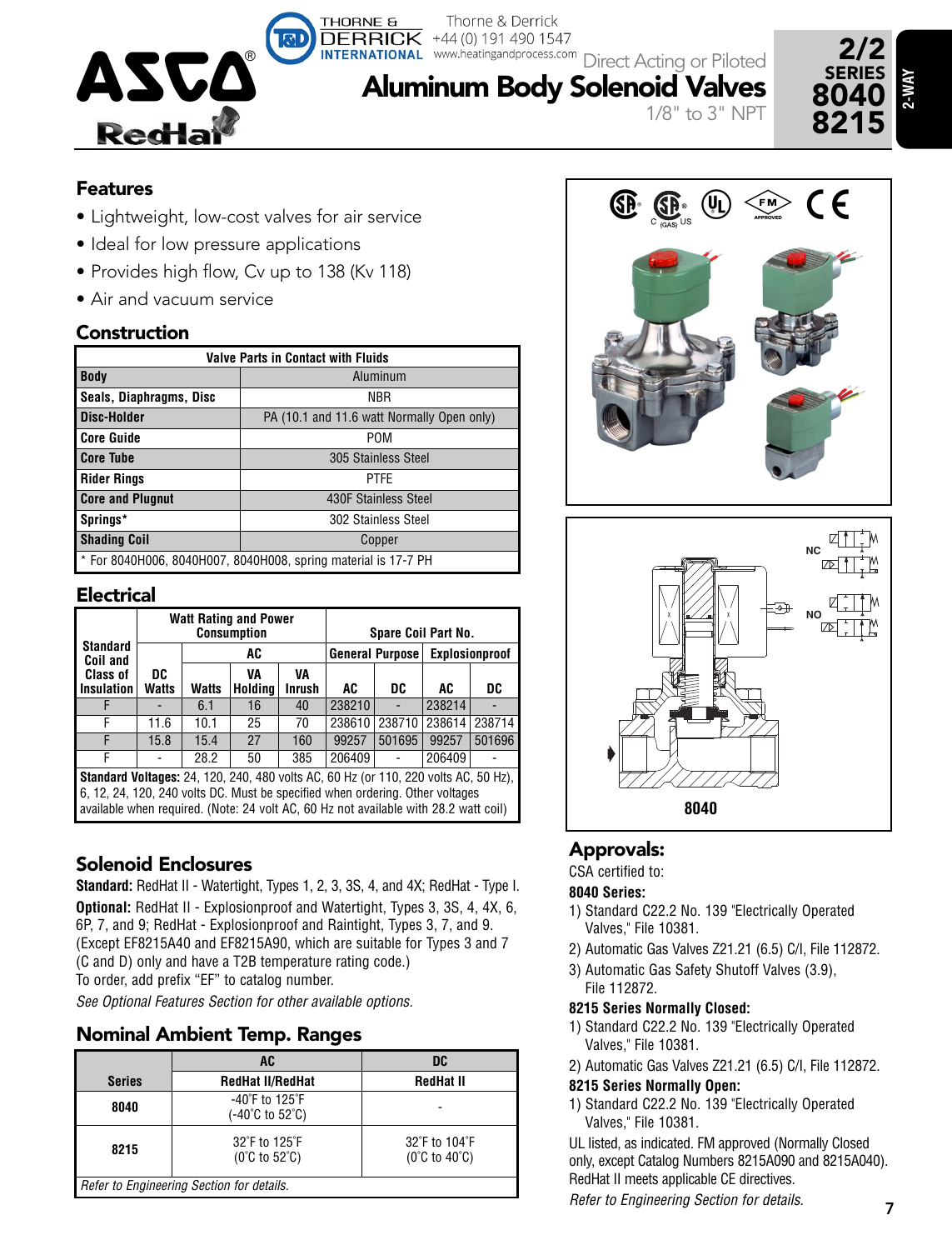# Aluminum Body Solenoid Valves

Direct Acting or Piloted

1/8" to 3" NPT

**2/2 SERIES 8040 8215**

**2-WAY**

## Features

- Lightweight, low-cost valves for air service
- Ideal for low pressure applications
- Provides high flow, Cv up to 138 (Kv 118)
- Air and vacuum service

## Construction

| Valve Parts in Contact with Fluids | |
|---|---|
| **Body** | Aluminum |
| **Seals, Diaphragms, Disc** | NBR |
| **Disc-Holder** | PA (10.1 and 11.6 watt Normally Open only) |
| **Core Guide** | POM |
| **Core Tube** | 305 Stainless Steel |
| **Rider Rings** | PTFE |
| **Core and Plugnut** | 430F Stainless Steel |
| **Springs*** | 302 Stainless Steel |
| **Shading Coil** | Copper |

\* For 8040H006, 8040H007, 8040H008, spring material is 17-7 PH

## Electrical

| Standard Coil and Class of Insulation | Watt Rating and Power Consumption | | | | Spare Coil Part No. | | | |
|---|---|---|---|---|---|---|---|---|
| | | AC | | | General Purpose | | Explosionproof | |
| | DC Watts | Watts | VA Holding | VA Inrush | AC | DC | AC | DC |
| F | - | 6.1 | 16 | 40 | 238210 | - | 238214 | - |
| F | 11.6 | 10.1 | 25 | 70 | 238610 | 238710 | 238614 | 238714 |
| F | 15.8 | 15.4 | 27 | 160 | 99257 | 501695 | 99257 | 501696 |
| F | - | 28.2 | 50 | 385 | 206409 | - | 206409 | - |

**Standard Voltages:** 24, 120, 240, 480 volts AC, 60 Hz (or 110, 220 volts AC, 50 Hz), 6, 12, 24, 120, 240 volts DC. Must be specified when ordering. Other voltages available when required. (Note: 24 volt AC, 60 Hz not available with 28.2 watt coil)

## Solenoid Enclosures

**Standard:** RedHat II - Watertight, Types 1, 2, 3, 3S, 4, and 4X; RedHat - Type I.

**Optional:** RedHat II - Explosionproof and Watertight, Types 3, 3S, 4, 4X, 6, 6P, 7, and 9; RedHat - Explosionproof and Raintight, Types 3, 7, and 9. (Except EF8215A40 and EF8215A90, which are suitable for Types 3 and 7 (C and D) only and have a T2B temperature rating code.)
To order, add prefix "EF" to catalog number.

*See Optional Features Section for other available options.*

## Nominal Ambient Temp. Ranges

| Series | AC RedHat II/RedHat | DC RedHat II |
|---|---|---|
| **8040** | -40°F to 125°F (-40°C to 52°C) | - |
| **8215** | 32°F to 125°F (0°C to 52°C) | 32°F to 104°F (0°C to 40°C) |

*Refer to Engineering Section for details.*

8040

## Approvals:

CSA certified to:

**8040 Series:**

1) Standard C22.2 No. 139 "Electrically Operated Valves," File 10381.
2) Automatic Gas Valves Z21.21 (6.5) C/I, File 112872.
3) Automatic Gas Safety Shutoff Valves (3.9), File 112872.

**8215 Series Normally Closed:**

1) Standard C22.2 No. 139 "Electrically Operated Valves," File 10381.
2) Automatic Gas Valves Z21.21 (6.5) C/I, File 112872.

**8215 Series Normally Open:**

1) Standard C22.2 No. 139 "Electrically Operated Valves," File 10381.

UL listed, as indicated. FM approved (Normally Closed only, except Catalog Numbers 8215A090 and 8215A040). RedHat II meets applicable CE directives.

*Refer to Engineering Section for details.*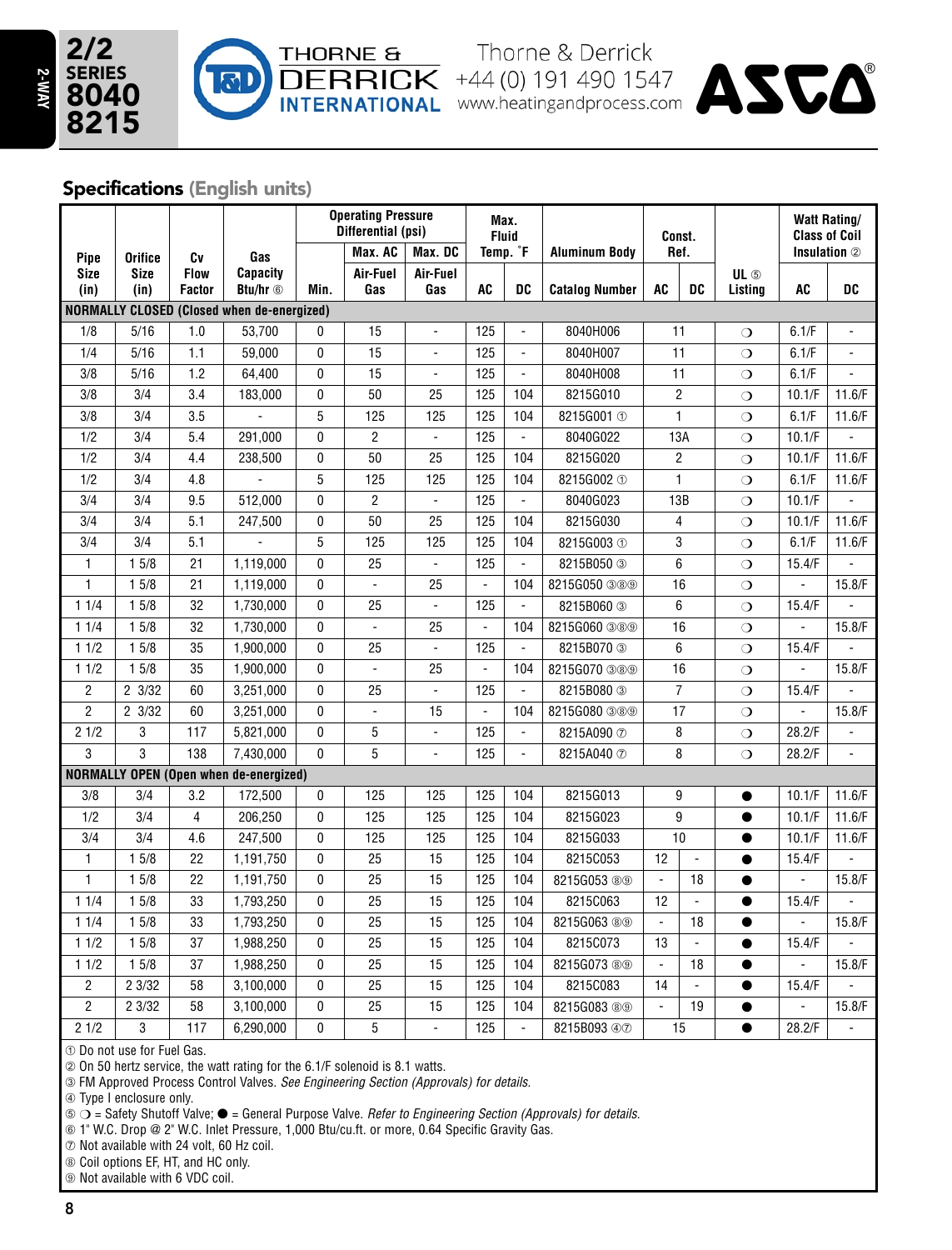## Specifications (English units)

| Pipe Size (in) | Orifice Size (in) | Cv Flow Factor | Gas Capacity Btu/hr ⑥ | Operating Pressure Differential (psi) Min. | Max. AC Air-Fuel Gas | Max. DC Air-Fuel Gas | Max. Fluid Temp. °F AC | Max. Fluid Temp. °F DC | Aluminum Body Catalog Number | Const. Ref. AC | Const. Ref. DC | UL ⑤ Listing | Watt Rating/ Class of Coil Insulation ② AC | Watt Rating/ Class of Coil Insulation ② DC |
|---|---|---|---|---|---|---|---|---|---|---|---|---|---|---|
| **NORMALLY CLOSED (Closed when de-energized)** | | | | | | | | | | | | | | |
| 1/8 | 5/16 | 1.0 | 53,700 | 0 | 15 | - | 125 | - | 8040H006 | 11 | | ❍ | 6.1/F | - |
| 1/4 | 5/16 | 1.1 | 59,000 | 0 | 15 | - | 125 | - | 8040H007 | 11 | | ❍ | 6.1/F | - |
| 3/8 | 5/16 | 1.2 | 64,400 | 0 | 15 | - | 125 | - | 8040H008 | 11 | | ❍ | 6.1/F | - |
| 3/8 | 3/4 | 3.4 | 183,000 | 0 | 50 | 25 | 125 | 104 | 8215G010 | 2 | | ❍ | 10.1/F | 11.6/F |
| 3/8 | 3/4 | 3.5 | - | 5 | 125 | 125 | 125 | 104 | 8215G001 ① | 1 | | ❍ | 6.1/F | 11.6/F |
| 1/2 | 3/4 | 5.4 | 291,000 | 0 | 2 | - | 125 | - | 8040G022 | 13A | | ❍ | 10.1/F | - |
| 1/2 | 3/4 | 4.4 | 238,500 | 0 | 50 | 25 | 125 | 104 | 8215G020 | 2 | | ❍ | 10.1/F | 11.6/F |
| 1/2 | 3/4 | 4.8 | - | 5 | 125 | 125 | 125 | 104 | 8215G002 ① | 1 | | ❍ | 6.1/F | 11.6/F |
| 3/4 | 3/4 | 9.5 | 512,000 | 0 | 2 | - | 125 | - | 8040G023 | 13B | | ❍ | 10.1/F | - |
| 3/4 | 3/4 | 5.1 | 247,500 | 0 | 50 | 25 | 125 | 104 | 8215G030 | 4 | | ❍ | 10.1/F | 11.6/F |
| 3/4 | 3/4 | 5.1 | - | 5 | 125 | 125 | 125 | 104 | 8215G003 ① | 3 | | ❍ | 6.1/F | 11.6/F |
| 1 | 1 5/8 | 21 | 1,119,000 | 0 | 25 | - | 125 | - | 8215B050 ③ | 6 | | ❍ | 15.4/F | - |
| 1 | 1 5/8 | 21 | 1,119,000 | 0 | - | 25 | - | 104 | 8215G050 ③⑧⑨ | 16 | | ❍ | - | 15.8/F |
| 1 1/4 | 1 5/8 | 32 | 1,730,000 | 0 | 25 | - | 125 | - | 8215B060 ③ | 6 | | ❍ | 15.4/F | - |
| 1 1/4 | 1 5/8 | 32 | 1,730,000 | 0 | - | 25 | - | 104 | 8215G060 ③⑧⑨ | 16 | | ❍ | - | 15.8/F |
| 1 1/2 | 1 5/8 | 35 | 1,900,000 | 0 | 25 | - | 125 | - | 8215B070 ③ | 6 | | ❍ | 15.4/F | - |
| 1 1/2 | 1 5/8 | 35 | 1,900,000 | 0 | - | 25 | - | 104 | 8215G070 ③⑧⑨ | 16 | | ❍ | - | 15.8/F |
| 2 | 2 3/32 | 60 | 3,251,000 | 0 | 25 | - | 125 | - | 8215B080 ③ | 7 | | ❍ | 15.4/F | - |
| 2 | 2 3/32 | 60 | 3,251,000 | 0 | - | 15 | - | 104 | 8215G080 ③⑧⑨ | 17 | | ❍ | - | 15.8/F |
| 2 1/2 | 3 | 117 | 5,821,000 | 0 | 5 | - | 125 | - | 8215A090 ⑦ | 8 | | ❍ | 28.2/F | - |
| 3 | 3 | 138 | 7,430,000 | 0 | 5 | - | 125 | - | 8215A040 ⑦ | 8 | | ❍ | 28.2/F | - |
| **NORMALLY OPEN (Open when de-energized)** | | | | | | | | | | | | | | |
| 3/8 | 3/4 | 3.2 | 172,500 | 0 | 125 | 125 | 125 | 104 | 8215G013 | 9 | | ● | 10.1/F | 11.6/F |
| 1/2 | 3/4 | 4 | 206,250 | 0 | 125 | 125 | 125 | 104 | 8215G023 | 9 | | ● | 10.1/F | 11.6/F |
| 3/4 | 3/4 | 4.6 | 247,500 | 0 | 125 | 125 | 125 | 104 | 8215G033 | 10 | | ● | 10.1/F | 11.6/F |
| 1 | 1 5/8 | 22 | 1,191,750 | 0 | 25 | 15 | 125 | 104 | 8215C053 | 12 | - | ● | 15.4/F | - |
| 1 | 1 5/8 | 22 | 1,191,750 | 0 | 25 | 15 | 125 | 104 | 8215G053 ⑧⑨ | - | 18 | ● | - | 15.8/F |
| 1 1/4 | 1 5/8 | 33 | 1,793,250 | 0 | 25 | 15 | 125 | 104 | 8215C063 | 12 | - | ● | 15.4/F | - |
| 1 1/4 | 1 5/8 | 33 | 1,793,250 | 0 | 25 | 15 | 125 | 104 | 8215G063 ⑧⑨ | - | 18 | ● | - | 15.8/F |
| 1 1/2 | 1 5/8 | 37 | 1,988,250 | 0 | 25 | 15 | 125 | 104 | 8215C073 | 13 | - | ● | 15.4/F | - |
| 1 1/2 | 1 5/8 | 37 | 1,988,250 | 0 | 25 | 15 | 125 | 104 | 8215G073 ⑧⑨ | - | 18 | ● | - | 15.8/F |
| 2 | 2 3/32 | 58 | 3,100,000 | 0 | 25 | 15 | 125 | 104 | 8215C083 | 14 | - | ● | 15.4/F | - |
| 2 | 2 3/32 | 58 | 3,100,000 | 0 | 25 | 15 | 125 | 104 | 8215G083 ⑧⑨ | - | 19 | ● | - | 15.8/F |
| 2 1/2 | 3 | 117 | 6,290,000 | 0 | 5 | - | 125 | - | 8215B093 ④⑦ | 15 | | ● | 28.2/F | - |

① Do not use for Fuel Gas.
② On 50 hertz service, the watt rating for the 6.1/F solenoid is 8.1 watts.
③ FM Approved Process Control Valves. *See Engineering Section (Approvals) for details.*
④ Type I enclosure only.
⑤ ❍ = Safety Shutoff Valve; ● = General Purpose Valve. *Refer to Engineering Section (Approvals) for details.*
⑥ 1" W.C. Drop @ 2" W.C. Inlet Pressure, 1,000 Btu/cu.ft. or more, 0.64 Specific Gravity Gas.
⑦ Not available with 24 volt, 60 Hz coil.
⑧ Coil options EF, HT, and HC only.
⑨ Not available with 6 VDC coil.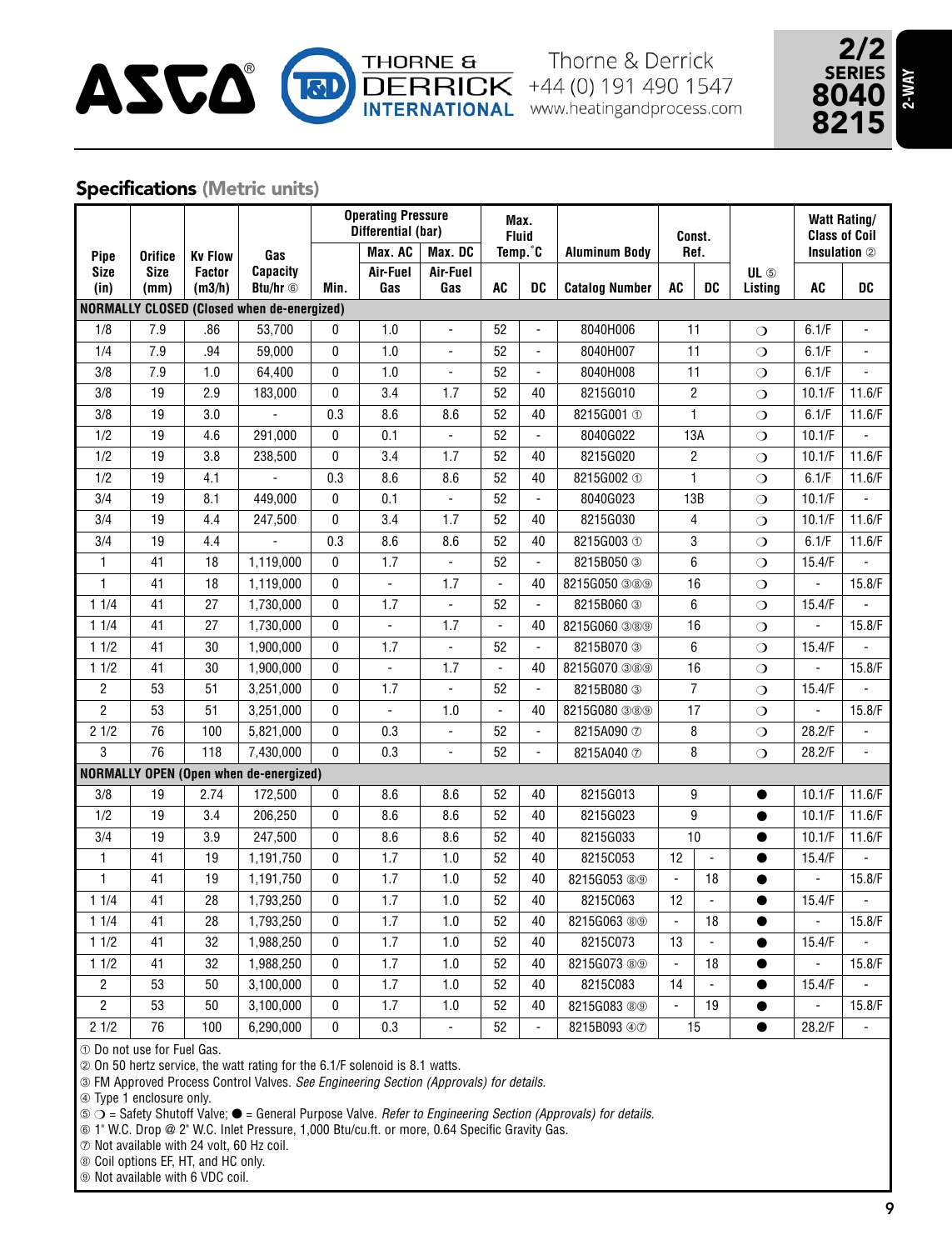## Specifications (Metric units)

| Pipe Size (in) | Orifice Size (mm) | Kv Flow Factor (m3/h) | Gas Capacity Btu/hr ⑥ | Operating Pressure Differential (bar) Min. | Max. AC Air-Fuel Gas | Max. DC Air-Fuel Gas | Max. Fluid Temp.˚C AC | DC | Aluminum Body Catalog Number | Const. Ref. AC | DC | UL ⑤ Listing | Watt Rating/ Class of Coil Insulation ② AC | DC |
|---|---|---|---|---|---|---|---|---|---|---|---|---|---|---|
| **NORMALLY CLOSED (Closed when de-energized)** | | | | | | | | | | | | | | |
| 1/8 | 7.9 | .86 | 53,700 | 0 | 1.0 | - | 52 | - | 8040H006 | 11 | | ❍ | 6.1/F | - |
| 1/4 | 7.9 | .94 | 59,000 | 0 | 1.0 | - | 52 | - | 8040H007 | 11 | | ❍ | 6.1/F | - |
| 3/8 | 7.9 | 1.0 | 64,400 | 0 | 1.0 | - | 52 | - | 8040H008 | 11 | | ❍ | 6.1/F | - |
| 3/8 | 19 | 2.9 | 183,000 | 0 | 3.4 | 1.7 | 52 | 40 | 8215G010 | 2 | | ❍ | 10.1/F | 11.6/F |
| 3/8 | 19 | 3.0 | - | 0.3 | 8.6 | 8.6 | 52 | 40 | 8215G001 ① | 1 | | ❍ | 6.1/F | 11.6/F |
| 1/2 | 19 | 4.6 | 291,000 | 0 | 0.1 | - | 52 | - | 8040G022 | 13A | | ❍ | 10.1/F | - |
| 1/2 | 19 | 3.8 | 238,500 | 0 | 3.4 | 1.7 | 52 | 40 | 8215G020 | 2 | | ❍ | 10.1/F | 11.6/F |
| 1/2 | 19 | 4.1 | - | 0.3 | 8.6 | 8.6 | 52 | 40 | 8215G002 ① | 1 | | ❍ | 6.1/F | 11.6/F |
| 3/4 | 19 | 8.1 | 449,000 | 0 | 0.1 | - | 52 | - | 8040G023 | 13B | | ❍ | 10.1/F | - |
| 3/4 | 19 | 4.4 | 247,500 | 0 | 3.4 | 1.7 | 52 | 40 | 8215G030 | 4 | | ❍ | 10.1/F | 11.6/F |
| 3/4 | 19 | 4.4 | - | 0.3 | 8.6 | 8.6 | 52 | 40 | 8215G003 ① | 3 | | ❍ | 6.1/F | 11.6/F |
| 1 | 41 | 18 | 1,119,000 | 0 | 1.7 | - | 52 | - | 8215B050 ③ | 6 | | ❍ | 15.4/F | - |
| 1 | 41 | 18 | 1,119,000 | 0 | - | 1.7 | - | 40 | 8215G050 ③⑧⑨ | 16 | | ❍ | - | 15.8/F |
| 1 1/4 | 41 | 27 | 1,730,000 | 0 | 1.7 | - | 52 | - | 8215B060 ③ | 6 | | ❍ | 15.4/F | - |
| 1 1/4 | 41 | 27 | 1,730,000 | 0 | - | 1.7 | - | 40 | 8215G060 ③⑧⑨ | 16 | | ❍ | - | 15.8/F |
| 1 1/2 | 41 | 30 | 1,900,000 | 0 | 1.7 | - | 52 | - | 8215B070 ③ | 6 | | ❍ | 15.4/F | - |
| 1 1/2 | 41 | 30 | 1,900,000 | 0 | - | 1.7 | - | 40 | 8215G070 ③⑧⑨ | 16 | | ❍ | - | 15.8/F |
| 2 | 53 | 51 | 3,251,000 | 0 | 1.7 | - | 52 | - | 8215B080 ③ | 7 | | ❍ | 15.4/F | - |
| 2 | 53 | 51 | 3,251,000 | 0 | - | 1.0 | - | 40 | 8215G080 ③⑧⑨ | 17 | | ❍ | - | 15.8/F |
| 2 1/2 | 76 | 100 | 5,821,000 | 0 | 0.3 | - | 52 | - | 8215A090 ⑦ | 8 | | ❍ | 28.2/F | - |
| 3 | 76 | 118 | 7,430,000 | 0 | 0.3 | - | 52 | - | 8215A040 ⑦ | 8 | | ❍ | 28.2/F | - |
| **NORMALLY OPEN (Open when de-energized)** | | | | | | | | | | | | | | |
| 3/8 | 19 | 2.74 | 172,500 | 0 | 8.6 | 8.6 | 52 | 40 | 8215G013 | 9 | | ● | 10.1/F | 11.6/F |
| 1/2 | 19 | 3.4 | 206,250 | 0 | 8.6 | 8.6 | 52 | 40 | 8215G023 | 9 | | ● | 10.1/F | 11.6/F |
| 3/4 | 19 | 3.9 | 247,500 | 0 | 8.6 | 8.6 | 52 | 40 | 8215G033 | 10 | | ● | 10.1/F | 11.6/F |
| 1 | 41 | 19 | 1,191,750 | 0 | 1.7 | 1.0 | 52 | 40 | 8215C053 | 12 | - | ● | 15.4/F | - |
| 1 | 41 | 19 | 1,191,750 | 0 | 1.7 | 1.0 | 52 | 40 | 8215G053 ⑧⑨ | - | 18 | ● | - | 15.8/F |
| 1 1/4 | 41 | 28 | 1,793,250 | 0 | 1.7 | 1.0 | 52 | 40 | 8215C063 | 12 | - | ● | 15.4/F | - |
| 1 1/4 | 41 | 28 | 1,793,250 | 0 | 1.7 | 1.0 | 52 | 40 | 8215G063 ⑧⑨ | - | 18 | ● | - | 15.8/F |
| 1 1/2 | 41 | 32 | 1,988,250 | 0 | 1.7 | 1.0 | 52 | 40 | 8215C073 | 13 | - | ● | 15.4/F | - |
| 1 1/2 | 41 | 32 | 1,988,250 | 0 | 1.7 | 1.0 | 52 | 40 | 8215G073 ⑧⑨ | - | 18 | ● | - | 15.8/F |
| 2 | 53 | 50 | 3,100,000 | 0 | 1.7 | 1.0 | 52 | 40 | 8215C083 | 14 | - | ● | 15.4/F | - |
| 2 | 53 | 50 | 3,100,000 | 0 | 1.7 | 1.0 | 52 | 40 | 8215G083 ⑧⑨ | - | 19 | ● | - | 15.8/F |
| 2 1/2 | 76 | 100 | 6,290,000 | 0 | 0.3 | - | 52 | - | 8215B093 ④⑦ | 15 | | ● | 28.2/F | - |

① Do not use for Fuel Gas.
② On 50 hertz service, the watt rating for the 6.1/F solenoid is 8.1 watts.
③ FM Approved Process Control Valves. *See Engineering Section (Approvals) for details.*
④ Type 1 enclosure only.
⑤ ❍ = Safety Shutoff Valve; ● = General Purpose Valve. *Refer to Engineering Section (Approvals) for details.*
⑥ 1" W.C. Drop @ 2" W.C. Inlet Pressure, 1,000 Btu/cu.ft. or more, 0.64 Specific Gravity Gas.
⑦ Not available with 24 volt, 60 Hz coil.
⑧ Coil options EF, HT, and HC only.
⑨ Not available with 6 VDC coil.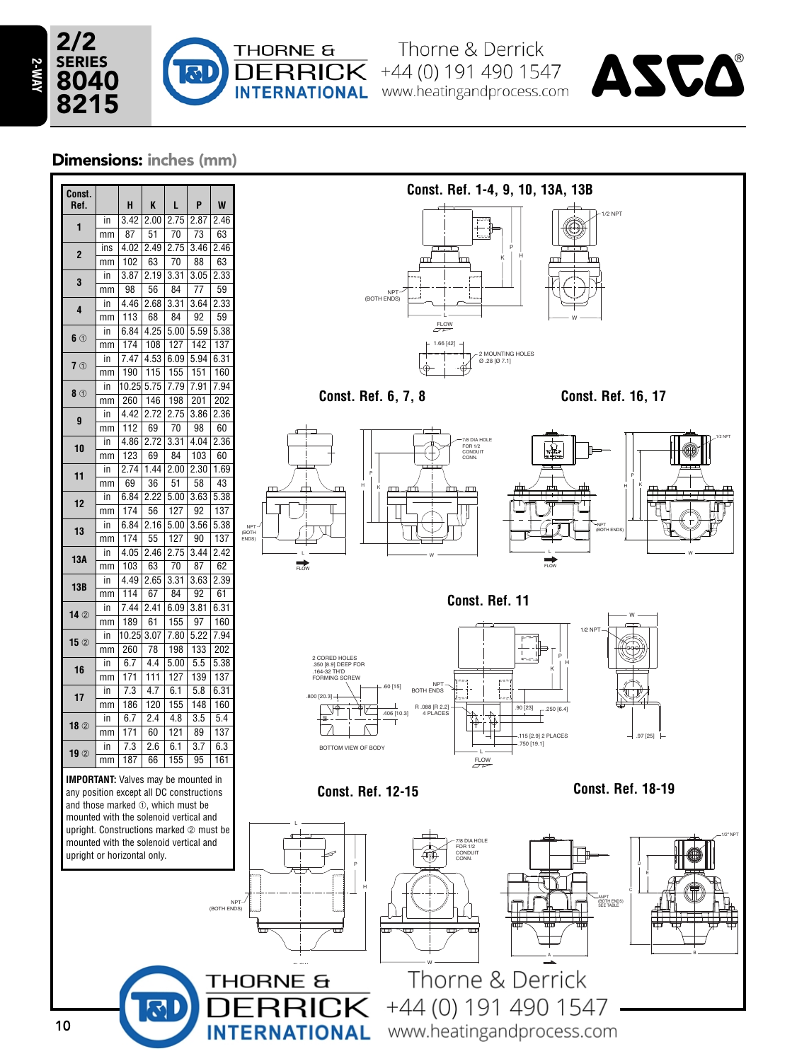2/2 SERIES 8040 8215

Thorne & Derrick +44 (0) 191 490 1547 www.heatingandprocess.com

## Dimensions: inches (mm)

| Const. Ref. | | H | K | L | P | W |
|---|---|---|---|---|---|---|
| 1 | in | 3.42 | 2.00 | 2.75 | 2.87 | 2.46 |
| | mm | 87 | 51 | 70 | 73 | 63 |
| 2 | ins | 4.02 | 2.49 | 2.75 | 3.46 | 2.46 |
| | mm | 102 | 63 | 70 | 88 | 63 |
| 3 | in | 3.87 | 2.19 | 3.31 | 3.05 | 2.33 |
| | mm | 98 | 56 | 84 | 77 | 59 |
| 4 | in | 4.46 | 2.68 | 3.31 | 3.64 | 2.33 |
| | mm | 113 | 68 | 84 | 92 | 59 |
| 6 ① | in | 6.84 | 4.25 | 5.00 | 5.59 | 5.38 |
| | mm | 174 | 108 | 127 | 142 | 137 |
| 7 ① | in | 7.47 | 4.53 | 6.09 | 5.94 | 6.31 |
| | mm | 190 | 115 | 155 | 151 | 160 |
| 8 ① | in | 10.25 | 5.75 | 7.79 | 7.91 | 7.94 |
| | mm | 260 | 146 | 198 | 201 | 202 |
| 9 | in | 4.42 | 2.72 | 2.75 | 3.86 | 2.36 |
| | mm | 112 | 69 | 70 | 98 | 60 |
| 10 | in | 4.86 | 2.72 | 3.31 | 4.04 | 2.36 |
| | mm | 123 | 69 | 84 | 103 | 60 |
| 11 | in | 2.74 | 1.44 | 2.00 | 2.30 | 1.69 |
| | mm | 69 | 36 | 51 | 58 | 43 |
| 12 | in | 6.84 | 2.22 | 5.00 | 3.63 | 5.38 |
| | mm | 174 | 56 | 127 | 92 | 137 |
| 13 | in | 6.84 | 2.16 | 5.00 | 3.56 | 5.38 |
| | mm | 174 | 55 | 127 | 90 | 137 |
| 13A | in | 4.05 | 2.46 | 2.75 | 3.44 | 2.42 |
| | mm | 103 | 63 | 70 | 87 | 62 |
| 13B | in | 4.49 | 2.65 | 3.31 | 3.63 | 2.39 |
| | mm | 114 | 67 | 84 | 92 | 61 |
| 14 ② | in | 7.44 | 2.41 | 6.09 | 3.81 | 6.31 |
| | mm | 189 | 61 | 155 | 97 | 160 |
| 15 ② | in | 10.25 | 3.07 | 7.80 | 5.22 | 7.94 |
| | mm | 260 | 78 | 198 | 133 | 202 |
| 16 | in | 6.7 | 4.4 | 5.00 | 5.5 | 5.38 |
| | mm | 171 | 111 | 127 | 139 | 137 |
| 17 | in | 7.3 | 4.7 | 6.1 | 5.8 | 6.31 |
| | mm | 186 | 120 | 155 | 148 | 160 |
| 18 ② | in | 6.7 | 2.4 | 4.8 | 3.5 | 5.4 |
| | mm | 171 | 60 | 121 | 89 | 137 |
| 19 ② | in | 7.3 | 2.6 | 6.1 | 3.7 | 6.3 |
| | mm | 187 | 66 | 155 | 95 | 161 |

**IMPORTANT:** Valves may be mounted in any position except all DC constructions and those marked ①, which must be mounted with the solenoid vertical and upright. Constructions marked ② must be mounted with the solenoid vertical and upright or horizontal only.

### Const. Ref. 1-4, 9, 10, 13A, 13B

1/2 NPT
P
K
H
NPT (BOTH ENDS)
L
W
FLOW
1.66 [42]
2 MOUNTING HOLES Ø .28 [Ø 7.1]

### Const. Ref. 6, 7, 8

7/8 DIA HOLE FOR 1/2 CONDUIT CONN.
P
H
K
NPT (BOTH ENDS)
L
W
FLOW

### Const. Ref. 16, 17

1/2 NPT
P
H
K
NPT (BOTH ENDS)
L
W
FLOW

### Const. Ref. 11

W
1/2 NPT
P
H
K
2 CORED HOLES .350 [8.9] DEEP FOR .164-32 TH'D FORMING SCREW
.60 [15]
.800 [20.3]
.406 [10.3]
NPT BOTH ENDS
R .088 [R 2.2] 4 PLACES
.90 [23]
.250 [6.4]
.115 [2.9] 2 PLACES
.750 [19.1]
.97 [25]
BOTTOM VIEW OF BODY
L
FLOW

### Const. Ref. 12-15

L
P
H
NPT (BOTH ENDS)
7/8 DIA HOLE FOR 1/2 CONDUIT CONN.
W

### Const. Ref. 18-19

1/2" NPT
D
E
C
ANPT (BOTH ENDS) SEE TABLE
A
B

Thorne & Derrick +44 (0) 191 490 1547 www.heatingandprocess.com